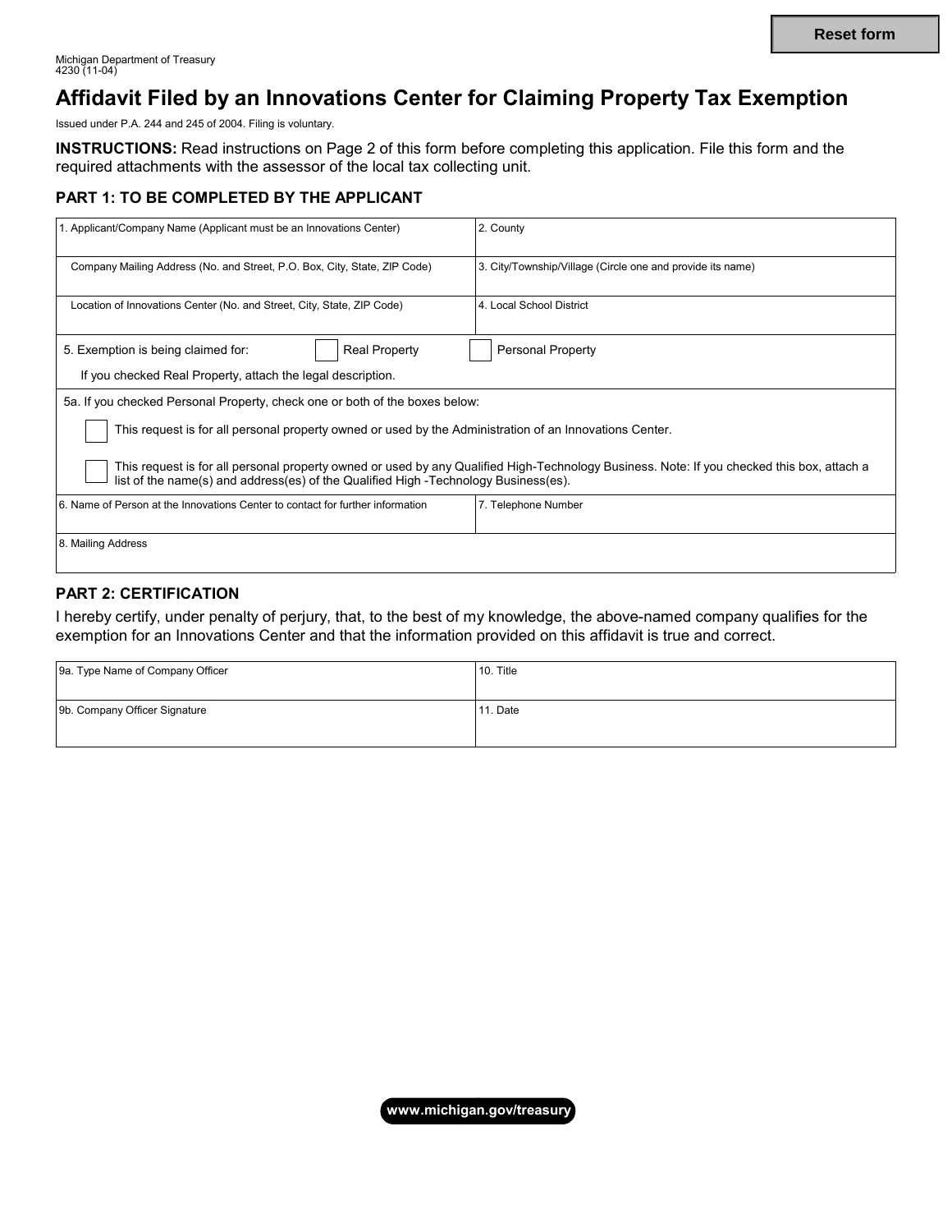Michigan Department of Treasury
4230 (11-04)

# Affidavit Filed by an Innovations Center for Claiming Property Tax Exemption

Issued under P.A. 244 and 245 of 2004. Filing is voluntary.

**INSTRUCTIONS:** Read instructions on Page 2 of this form before completing this application. File this form and the required attachments with the assessor of the local tax collecting unit.

## PART 1: TO BE COMPLETED BY THE APPLICANT

| | |
|---|---|
| 1. Applicant/Company Name (Applicant must be an Innovations Center) | 2. County |
| Company Mailing Address (No. and Street, P.O. Box, City, State, ZIP Code) | 3. City/Township/Village (Circle one and provide its name) |
| Location of Innovations Center (No. and Street, City, State, ZIP Code) | 4. Local School District |

5. Exemption is being claimed for: ☐ Real Property ☐ Personal Property

If you checked Real Property, attach the legal description.

5a. If you checked Personal Property, check one or both of the boxes below:

☐ This request is for all personal property owned or used by the Administration of an Innovations Center.

☐ This request is for all personal property owned or used by any Qualified High-Technology Business. Note: If you checked this box, attach a list of the name(s) and address(es) of the Qualified High -Technology Business(es).

| | |
|---|---|
| 6. Name of Person at the Innovations Center to contact for further information | 7. Telephone Number |
| 8. Mailing Address | |

## PART 2: CERTIFICATION

I hereby certify, under penalty of perjury, that, to the best of my knowledge, the above-named company qualifies for the exemption for an Innovations Center and that the information provided on this affidavit is true and correct.

| | |
|---|---|
| 9a. Type Name of Company Officer | 10. Title |
| 9b. Company Officer Signature | 11. Date |

www.michigan.gov/treasury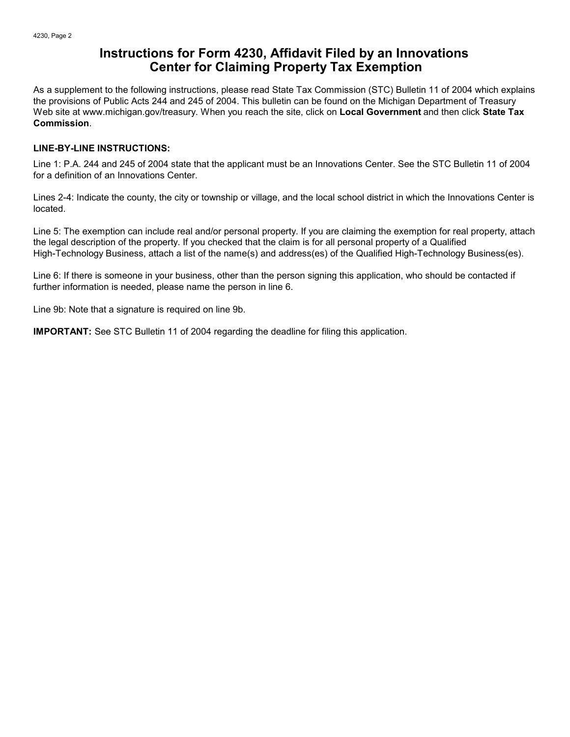# Instructions for Form 4230, Affidavit Filed by an Innovations Center for Claiming Property Tax Exemption

As a supplement to the following instructions, please read State Tax Commission (STC) Bulletin 11 of 2004 which explains the provisions of Public Acts 244 and 245 of 2004. This bulletin can be found on the Michigan Department of Treasury Web site at www.michigan.gov/treasury. When you reach the site, click on **Local Government** and then click **State Tax Commission**.

**LINE-BY-LINE INSTRUCTIONS:**

Line 1: P.A. 244 and 245 of 2004 state that the applicant must be an Innovations Center. See the STC Bulletin 11 of 2004 for a definition of an Innovations Center.

Lines 2-4: Indicate the county, the city or township or village, and the local school district in which the Innovations Center is located.

Line 5: The exemption can include real and/or personal property. If you are claiming the exemption for real property, attach the legal description of the property. If you checked that the claim is for all personal property of a Qualified High-Technology Business, attach a list of the name(s) and address(es) of the Qualified High-Technology Business(es).

Line 6: If there is someone in your business, other than the person signing this application, who should be contacted if further information is needed, please name the person in line 6.

Line 9b: Note that a signature is required on line 9b.

**IMPORTANT:** See STC Bulletin 11 of 2004 regarding the deadline for filing this application.